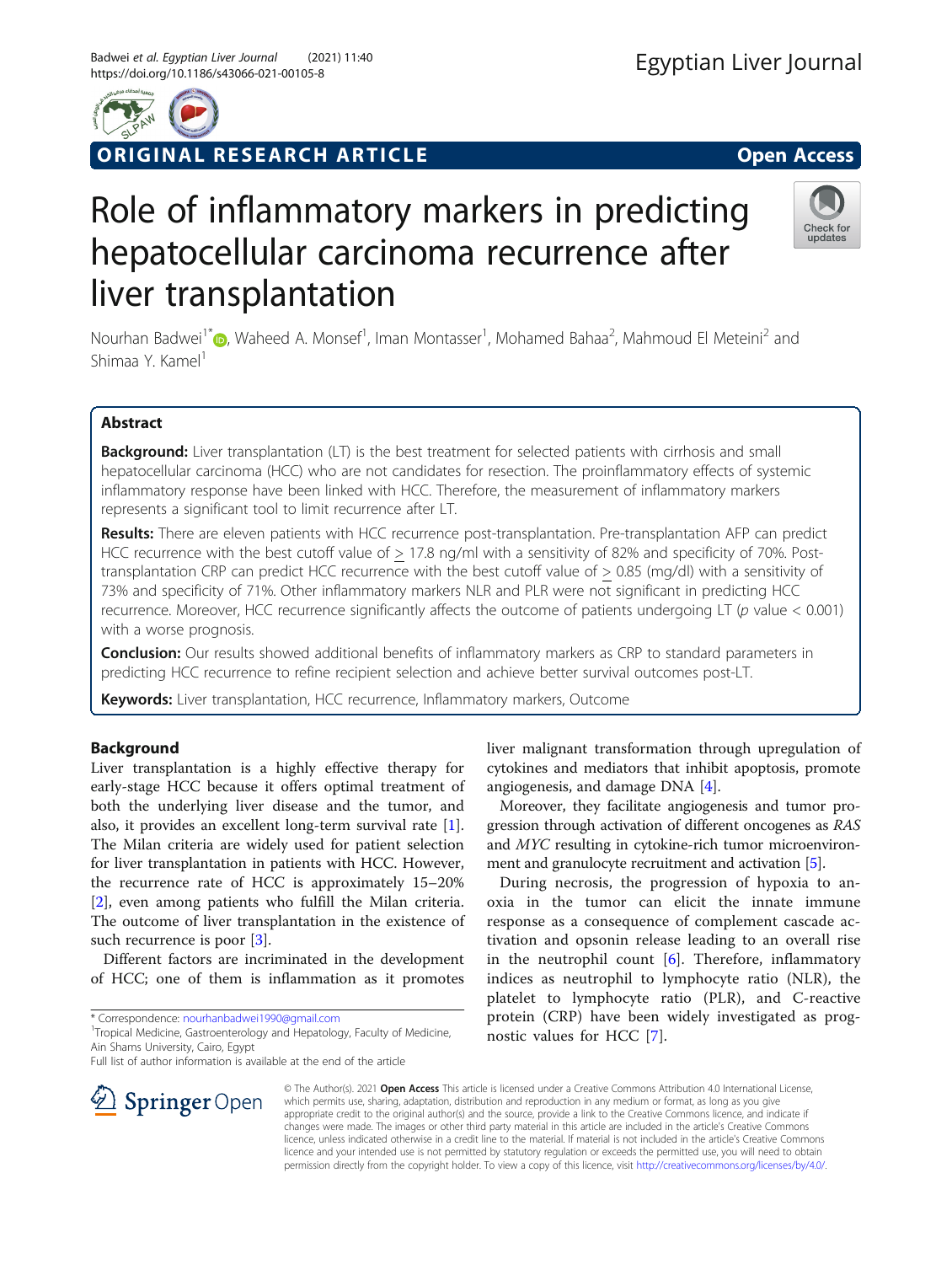ORIGINAL RESEARCH ARTICLE

Open Access

# Role of inflammatory markers in predicting hepatocellular carcinoma recurrence after liver transplantation

Nourhan Badwei[1*], Waheed A. Monsef[1], Iman Montasser[1], Mohamed Bahaa[2], Mahmoud El Meteini[2] and Shimaa Y. Kamel[1]

## Abstract

**Background:** Liver transplantation (LT) is the best treatment for selected patients with cirrhosis and small hepatocellular carcinoma (HCC) who are not candidates for resection. The proinflammatory effects of systemic inflammatory response have been linked with HCC. Therefore, the measurement of inflammatory markers represents a significant tool to limit recurrence after LT.

**Results:** There are eleven patients with HCC recurrence post-transplantation. Pre-transplantation AFP can predict HCC recurrence with the best cutoff value of ≥ 17.8 ng/ml with a sensitivity of 82% and specificity of 70%. Post-transplantation CRP can predict HCC recurrence with the best cutoff value of ≥ 0.85 (mg/dl) with a sensitivity of 73% and specificity of 71%. Other inflammatory markers NLR and PLR were not significant in predicting HCC recurrence. Moreover, HCC recurrence significantly affects the outcome of patients undergoing LT ($p$ value < 0.001) with a worse prognosis.

**Conclusion:** Our results showed additional benefits of inflammatory markers as CRP to standard parameters in predicting HCC recurrence to refine recipient selection and achieve better survival outcomes post-LT.

**Keywords:** Liver transplantation, HCC recurrence, Inflammatory markers, Outcome

## Background

Liver transplantation is a highly effective therapy for early-stage HCC because it offers optimal treatment of both the underlying liver disease and the tumor, and also, it provides an excellent long-term survival rate [1]. The Milan criteria are widely used for patient selection for liver transplantation in patients with HCC. However, the recurrence rate of HCC is approximately 15–20% [2], even among patients who fulfill the Milan criteria. The outcome of liver transplantation in the existence of such recurrence is poor [3].

Different factors are incriminated in the development of HCC; one of them is inflammation as it promotes liver malignant transformation through upregulation of cytokines and mediators that inhibit apoptosis, promote angiogenesis, and damage DNA [4].

Moreover, they facilitate angiogenesis and tumor progression through activation of different oncogenes as *RAS* and *MYC* resulting in cytokine-rich tumor microenvironment and granulocyte recruitment and activation [5].

During necrosis, the progression of hypoxia to anoxia in the tumor can elicit the innate immune response as a consequence of complement cascade activation and opsonin release leading to an overall rise in the neutrophil count [6]. Therefore, inflammatory indices as neutrophil to lymphocyte ratio (NLR), the platelet to lymphocyte ratio (PLR), and C-reactive protein (CRP) have been widely investigated as prognostic values for HCC [7].

\* Correspondence: nourhanbadwei1990@gmail.com
[1]Tropical Medicine, Gastroenterology and Hepatology, Faculty of Medicine, Ain Shams University, Cairo, Egypt
Full list of author information is available at the end of the article

© The Author(s). 2021 **Open Access** This article is licensed under a Creative Commons Attribution 4.0 International License, which permits use, sharing, adaptation, distribution and reproduction in any medium or format, as long as you give appropriate credit to the original author(s) and the source, provide a link to the Creative Commons licence, and indicate if changes were made. The images or other third party material in this article are included in the article's Creative Commons licence, unless indicated otherwise in a credit line to the material. If material is not included in the article's Creative Commons licence and your intended use is not permitted by statutory regulation or exceeds the permitted use, you will need to obtain permission directly from the copyright holder. To view a copy of this licence, visit http://creativecommons.org/licenses/by/4.0/.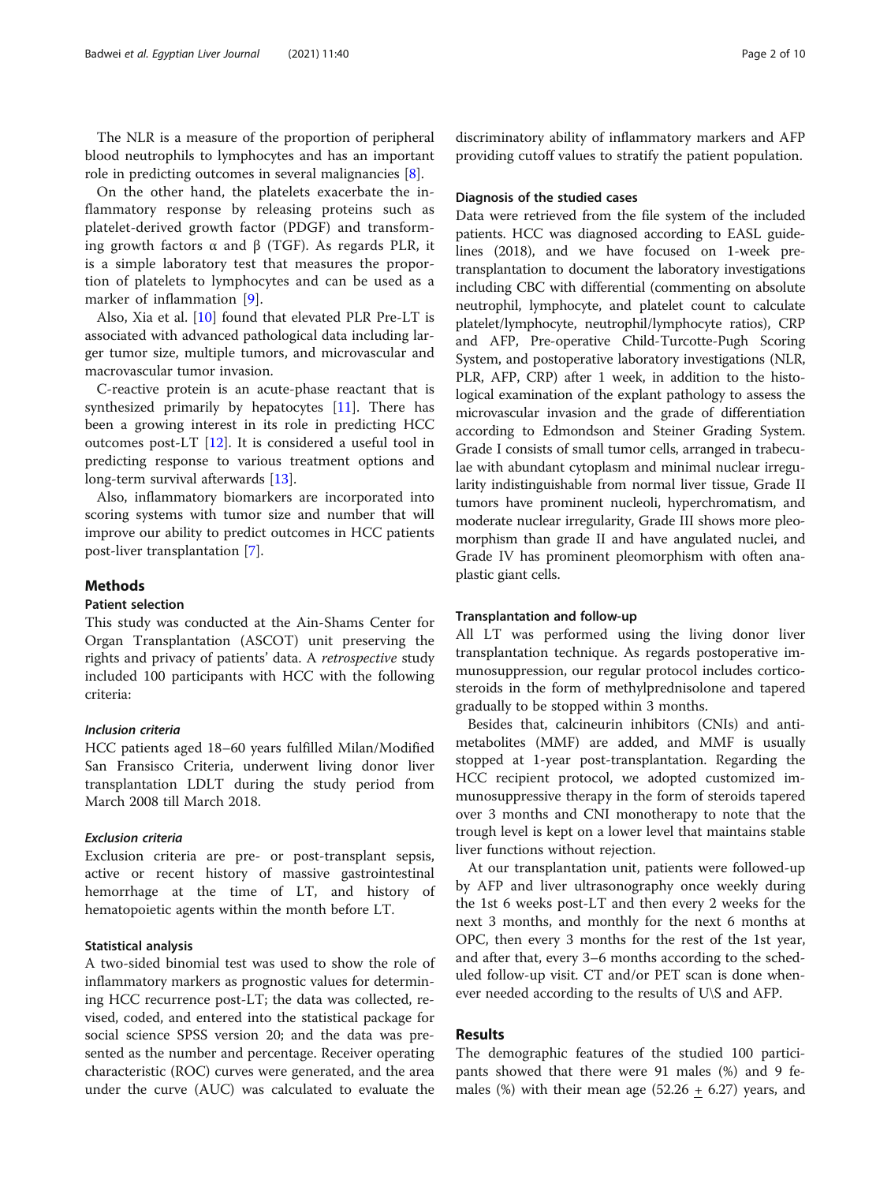The NLR is a measure of the proportion of peripheral blood neutrophils to lymphocytes and has an important role in predicting outcomes in several malignancies [8].

On the other hand, the platelets exacerbate the inflammatory response by releasing proteins such as platelet-derived growth factor (PDGF) and transforming growth factors α and β (TGF). As regards PLR, it is a simple laboratory test that measures the proportion of platelets to lymphocytes and can be used as a marker of inflammation [9].

Also, Xia et al. [10] found that elevated PLR Pre-LT is associated with advanced pathological data including larger tumor size, multiple tumors, and microvascular and macrovascular tumor invasion.

C-reactive protein is an acute-phase reactant that is synthesized primarily by hepatocytes [11]. There has been a growing interest in its role in predicting HCC outcomes post-LT [12]. It is considered a useful tool in predicting response to various treatment options and long-term survival afterwards [13].

Also, inflammatory biomarkers are incorporated into scoring systems with tumor size and number that will improve our ability to predict outcomes in HCC patients post-liver transplantation [7].

## Methods

### Patient selection

This study was conducted at the Ain-Shams Center for Organ Transplantation (ASCOT) unit preserving the rights and privacy of patients' data. A *retrospective* study included 100 participants with HCC with the following criteria:

#### *Inclusion criteria*

HCC patients aged 18–60 years fulfilled Milan/Modified San Fransisco Criteria, underwent living donor liver transplantation LDLT during the study period from March 2008 till March 2018.

#### *Exclusion criteria*

Exclusion criteria are pre- or post-transplant sepsis, active or recent history of massive gastrointestinal hemorrhage at the time of LT, and history of hematopoietic agents within the month before LT.

### Statistical analysis

A two-sided binomial test was used to show the role of inflammatory markers as prognostic values for determining HCC recurrence post-LT; the data was collected, revised, coded, and entered into the statistical package for social science SPSS version 20; and the data was presented as the number and percentage. Receiver operating characteristic (ROC) curves were generated, and the area under the curve (AUC) was calculated to evaluate the discriminatory ability of inflammatory markers and AFP providing cutoff values to stratify the patient population.

### Diagnosis of the studied cases

Data were retrieved from the file system of the included patients. HCC was diagnosed according to EASL guidelines (2018), and we have focused on 1-week pre-transplantation to document the laboratory investigations including CBC with differential (commenting on absolute neutrophil, lymphocyte, and platelet count to calculate platelet/lymphocyte, neutrophil/lymphocyte ratios), CRP and AFP, Pre-operative Child-Turcotte-Pugh Scoring System, and postoperative laboratory investigations (NLR, PLR, AFP, CRP) after 1 week, in addition to the histological examination of the explant pathology to assess the microvascular invasion and the grade of differentiation according to Edmondson and Steiner Grading System. Grade I consists of small tumor cells, arranged in trabeculae with abundant cytoplasm and minimal nuclear irregularity indistinguishable from normal liver tissue, Grade II tumors have prominent nucleoli, hyperchromatism, and moderate nuclear irregularity, Grade III shows more pleomorphism than grade II and have angulated nuclei, and Grade IV has prominent pleomorphism with often anaplastic giant cells.

### Transplantation and follow-up

All LT was performed using the living donor liver transplantation technique. As regards postoperative immunosuppression, our regular protocol includes corticosteroids in the form of methylprednisolone and tapered gradually to be stopped within 3 months.

Besides that, calcineurin inhibitors (CNIs) and antimetabolites (MMF) are added, and MMF is usually stopped at 1-year post-transplantation. Regarding the HCC recipient protocol, we adopted customized immunosuppressive therapy in the form of steroids tapered over 3 months and CNI monotherapy to note that the trough level is kept on a lower level that maintains stable liver functions without rejection.

At our transplantation unit, patients were followed-up by AFP and liver ultrasonography once weekly during the 1st 6 weeks post-LT and then every 2 weeks for the next 3 months, and monthly for the next 6 months at OPC, then every 3 months for the rest of the 1st year, and after that, every 3–6 months according to the scheduled follow-up visit. CT and/or PET scan is done whenever needed according to the results of U\S and AFP.

## Results

The demographic features of the studied 100 participants showed that there were 91 males (%) and 9 females (%) with their mean age (52.26 ± 6.27) years, and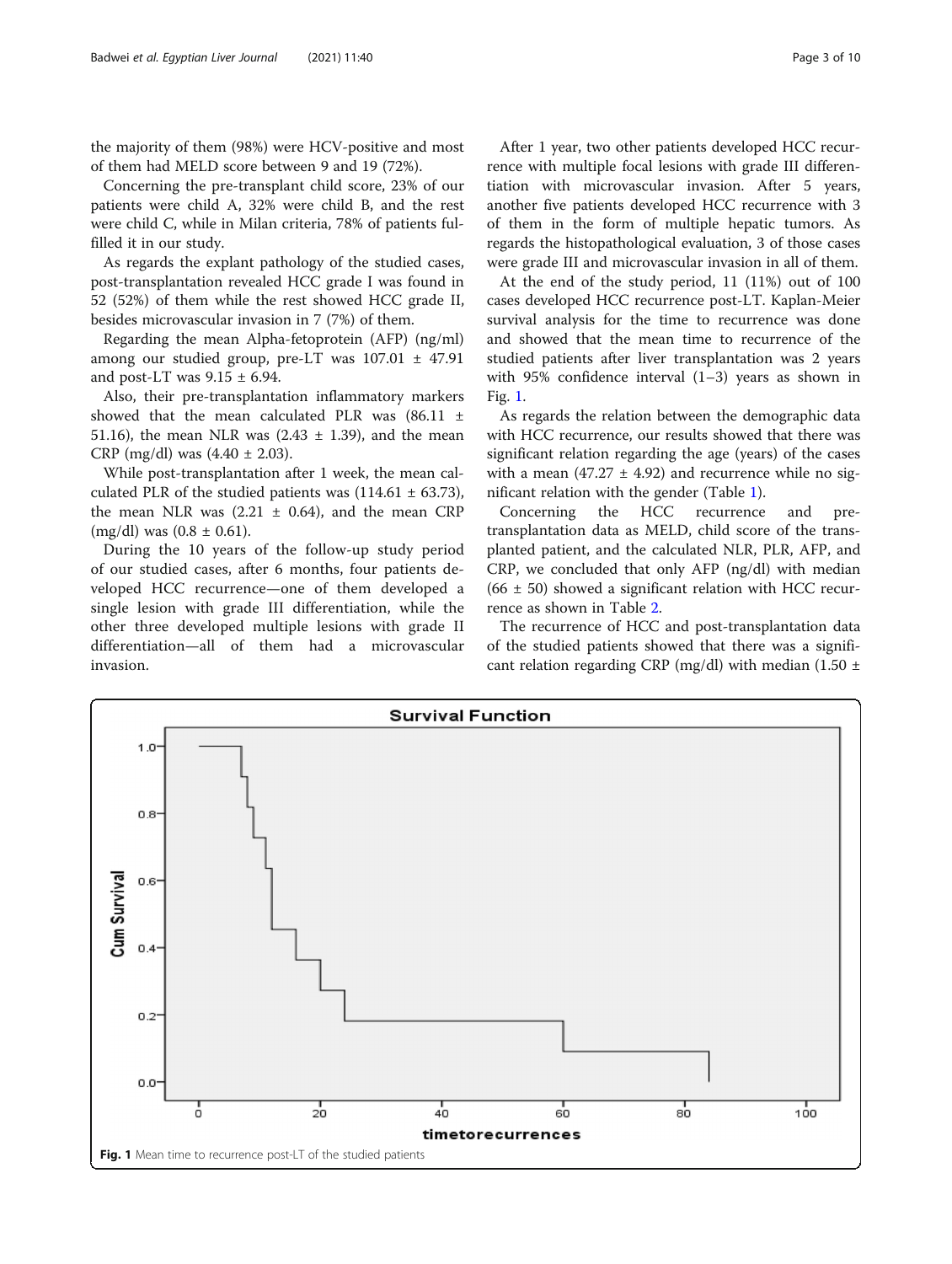the majority of them (98%) were HCV-positive and most of them had MELD score between 9 and 19 (72%).

Concerning the pre-transplant child score, 23% of our patients were child A, 32% were child B, and the rest were child C, while in Milan criteria, 78% of patients fulfilled it in our study.

As regards the explant pathology of the studied cases, post-transplantation revealed HCC grade I was found in 52 (52%) of them while the rest showed HCC grade II, besides microvascular invasion in 7 (7%) of them.

Regarding the mean Alpha-fetoprotein (AFP) (ng/ml) among our studied group, pre-LT was 107.01 ± 47.91 and post-LT was 9.15 ± 6.94.

Also, their pre-transplantation inflammatory markers showed that the mean calculated PLR was (86.11 ± 51.16), the mean NLR was (2.43 ± 1.39), and the mean CRP (mg/dl) was (4.40 ± 2.03).

While post-transplantation after 1 week, the mean calculated PLR of the studied patients was (114.61 ± 63.73), the mean NLR was (2.21 ± 0.64), and the mean CRP (mg/dl) was (0.8 ± 0.61).

During the 10 years of the follow-up study period of our studied cases, after 6 months, four patients developed HCC recurrence—one of them developed a single lesion with grade III differentiation, while the other three developed multiple lesions with grade II differentiation—all of them had a microvascular invasion.

After 1 year, two other patients developed HCC recurrence with multiple focal lesions with grade III differentiation with microvascular invasion. After 5 years, another five patients developed HCC recurrence with 3 of them in the form of multiple hepatic tumors. As regards the histopathological evaluation, 3 of those cases were grade III and microvascular invasion in all of them.

At the end of the study period, 11 (11%) out of 100 cases developed HCC recurrence post-LT. Kaplan-Meier survival analysis for the time to recurrence was done and showed that the mean time to recurrence of the studied patients after liver transplantation was 2 years with 95% confidence interval (1–3) years as shown in Fig. 1.

As regards the relation between the demographic data with HCC recurrence, our results showed that there was significant relation regarding the age (years) of the cases with a mean (47.27 ± 4.92) and recurrence while no significant relation with the gender (Table 1).

Concerning the HCC recurrence and pre-transplantation data as MELD, child score of the transplanted patient, and the calculated NLR, PLR, AFP, and CRP, we concluded that only AFP (ng/dl) with median (66 ± 50) showed a significant relation with HCC recurrence as shown in Table 2.

The recurrence of HCC and post-transplantation data of the studied patients showed that there was a significant relation regarding CRP (mg/dl) with median (1.50 ±

Fig. 1 Mean time to recurrence post-LT of the studied patients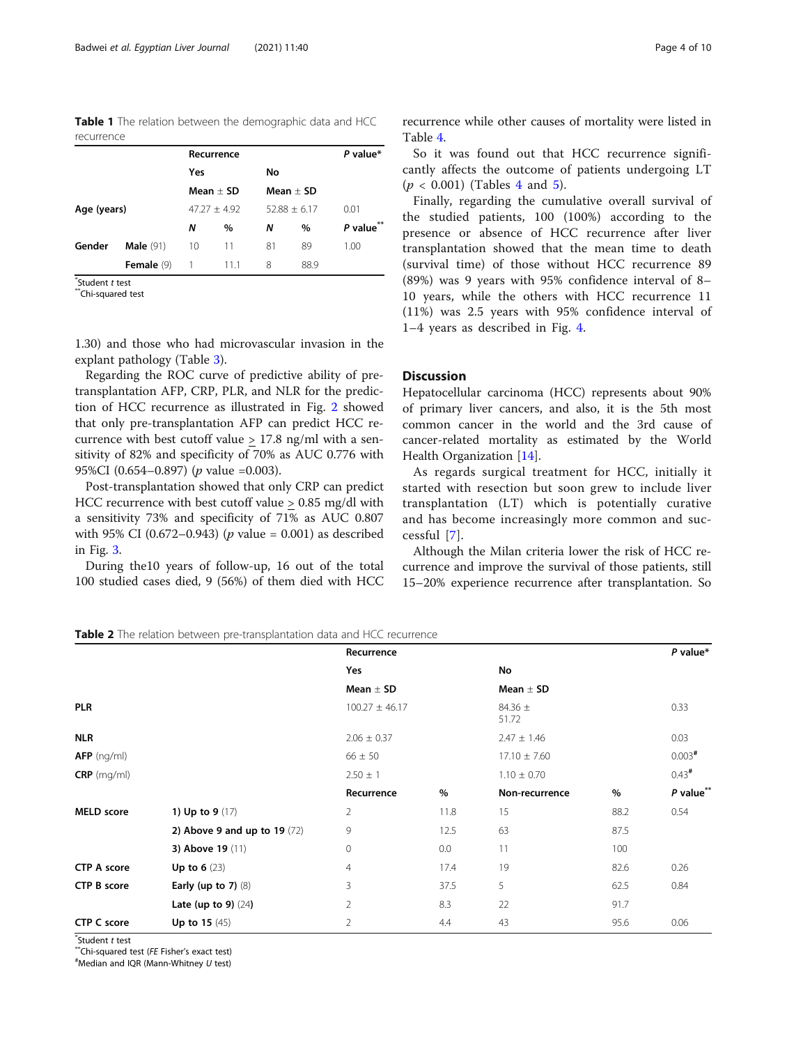**Table 1** The relation between the demographic data and HCC recurrence

| | | Recurrence | | | | P value* |
|---|---|---|---|---|---|---|
| | | Yes | | No | | |
| | | Mean ± SD | | Mean ± SD | | |
| **Age (years)** | | 47.27 ± 4.92 | | 52.88 ± 6.17 | | 0.01 |
| | | *N* | % | *N* | % | *P* value** |
| **Gender** | **Male** (91) | 10 | 11 | 81 | 89 | 1.00 |
| | **Female** (9) | 1 | 11.1 | 8 | 88.9 | |

*Student *t* test
**Chi-squared test

1.30) and those who had microvascular invasion in the explant pathology (Table 3).

Regarding the ROC curve of predictive ability of pre-transplantation AFP, CRP, PLR, and NLR for the prediction of HCC recurrence as illustrated in Fig. 2 showed that only pre-transplantation AFP can predict HCC recurrence with best cutoff value $\geq$ 17.8 ng/ml with a sensitivity of 82% and specificity of 70% as AUC 0.776 with 95%CI (0.654–0.897) (*p* value =0.003).

Post-transplantation showed that only CRP can predict HCC recurrence with best cutoff value $\geq$ 0.85 mg/dl with a sensitivity 73% and specificity of 71% as AUC 0.807 with 95% CI (0.672–0.943) (*p* value = 0.001) as described in Fig. 3.

During the10 years of follow-up, 16 out of the total 100 studied cases died, 9 (56%) of them died with HCC recurrence while other causes of mortality were listed in Table 4.

So it was found out that HCC recurrence significantly affects the outcome of patients undergoing LT ($p < 0.001$) (Tables 4 and 5).

Finally, regarding the cumulative overall survival of the studied patients, 100 (100%) according to the presence or absence of HCC recurrence after liver transplantation showed that the mean time to death (survival time) of those without HCC recurrence 89 (89%) was 9 years with 95% confidence interval of 8–10 years, while the others with HCC recurrence 11 (11%) was 2.5 years with 95% confidence interval of 1–4 years as described in Fig. 4.

## Discussion

Hepatocellular carcinoma (HCC) represents about 90% of primary liver cancers, and also, it is the 5th most common cancer in the world and the 3rd cause of cancer-related mortality as estimated by the World Health Organization [14].

As regards surgical treatment for HCC, initially it started with resection but soon grew to include liver transplantation (LT) which is potentially curative and has become increasingly more common and successful [7].

Although the Milan criteria lower the risk of HCC recurrence and improve the survival of those patients, still 15–20% experience recurrence after transplantation. So

**Table 2** The relation between pre-transplantation data and HCC recurrence

| | | Recurrence | | | | P value* |
|---|---|---|---|---|---|---|
| | | Yes | | No | | |
| | | Mean ± SD | | Mean ± SD | | |
| **PLR** | | 100.27 ± 46.17 | | 84.36 ± 51.72 | | 0.33 |
| **NLR** | | 2.06 ± 0.37 | | 2.47 ± 1.46 | | 0.03 |
| **AFP** (ng/ml) | | 66 ± 50 | | 17.10 ± 7.60 | | 0.003# |
| **CRP** (mg/ml) | | 2.50 ± 1 | | 1.10 ± 0.70 | | 0.43# |
| | | **Recurrence** | **%** | **Non-recurrence** | **%** | ***P* value**** |
| **MELD score** | 1) Up to 9 (17) | 2 | 11.8 | 15 | 88.2 | 0.54 |
| | 2) Above 9 and up to 19 (72) | 9 | 12.5 | 63 | 87.5 | |
| | 3) Above 19 (11) | 0 | 0.0 | 11 | 100 | |
| **CTP A score** | Up to 6 (23) | 4 | 17.4 | 19 | 82.6 | 0.26 |
| **CTP B score** | Early (up to 7) (8) | 3 | 37.5 | 5 | 62.5 | 0.84 |
| | Late (up to 9) (24) | 2 | 8.3 | 22 | 91.7 | |
| **CTP C score** | Up to 15 (45) | 2 | 4.4 | 43 | 95.6 | 0.06 |

*Student *t* test
**Chi-squared test (*FE* Fisher's exact test)
#Median and IQR (Mann-Whitney *U* test)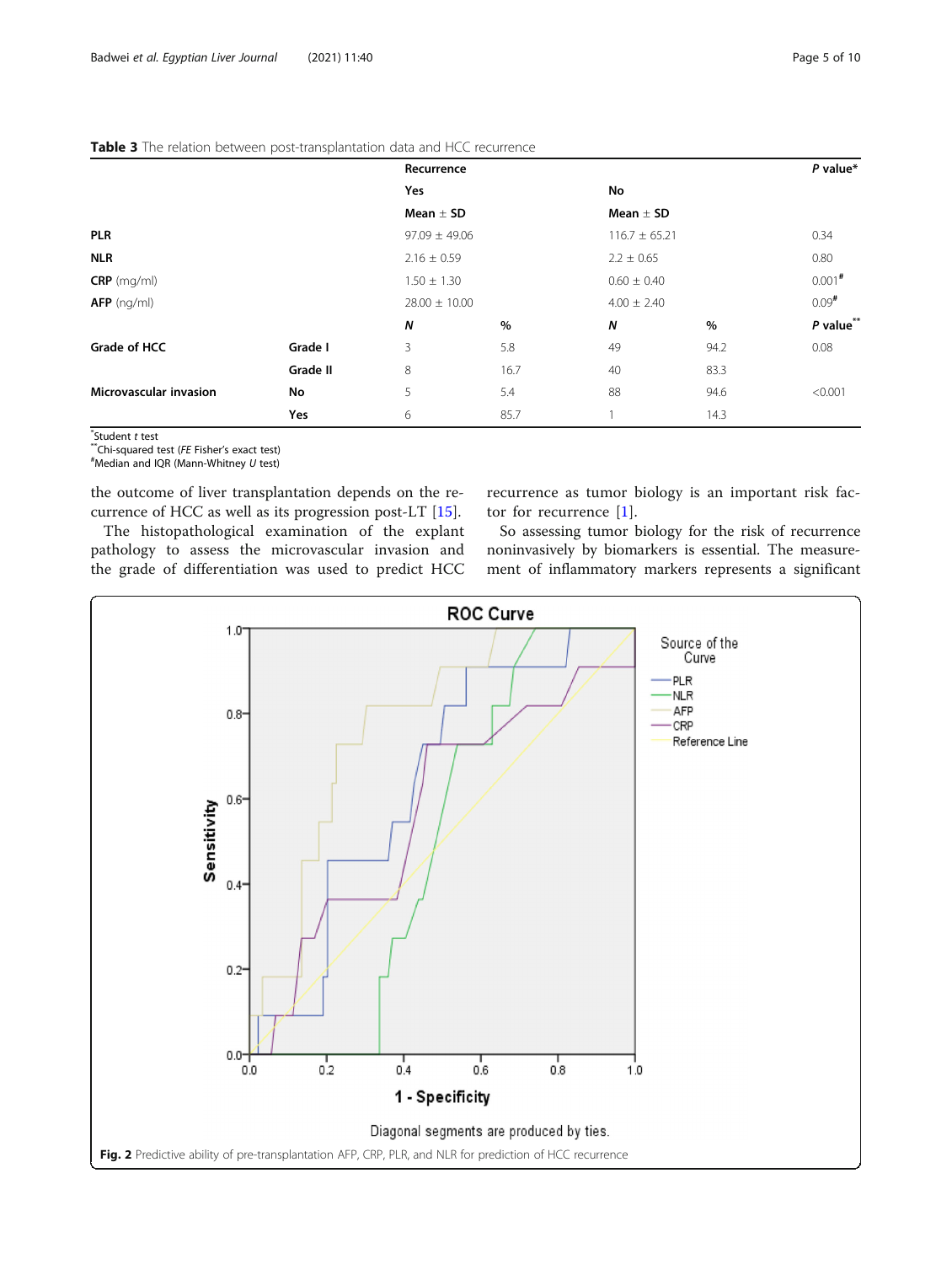**Table 3** The relation between post-transplantation data and HCC recurrence

| | | Recurrence | | | | P value* |
|---|---|---|---|---|---|---|
| | | Yes | | No | | |
| | | Mean ± SD | | Mean ± SD | | |
| **PLR** | | 97.09 ± 49.06 | | 116.7 ± 65.21 | | 0.34 |
| **NLR** | | 2.16 ± 0.59 | | 2.2 ± 0.65 | | 0.80 |
| **CRP** (mg/ml) | | 1.50 ± 1.30 | | 0.60 ± 0.40 | | 0.001[#] |
| **AFP** (ng/ml) | | 28.00 ± 10.00 | | 4.00 ± 2.40 | | 0.09[#] |
| | | *N* | % | *N* | % | *P* value** |
| **Grade of HCC** | Grade I | 3 | 5.8 | 49 | 94.2 | 0.08 |
| | Grade II | 8 | 16.7 | 40 | 83.3 | |
| **Microvascular invasion** | No | 5 | 5.4 | 88 | 94.6 | <0.001 |
| | Yes | 6 | 85.7 | 1 | 14.3 | |

*Student *t* test
**Chi-squared test (*FE* Fisher's exact test)
[#]Median and IQR (Mann-Whitney *U* test)

the outcome of liver transplantation depends on the recurrence of HCC as well as its progression post-LT [15].

The histopathological examination of the explant pathology to assess the microvascular invasion and the grade of differentiation was used to predict HCC recurrence as tumor biology is an important risk factor for recurrence [1].

So assessing tumor biology for the risk of recurrence noninvasively by biomarkers is essential. The measurement of inflammatory markers represents a significant

**Fig. 2** Predictive ability of pre-transplantation AFP, CRP, PLR, and NLR for prediction of HCC recurrence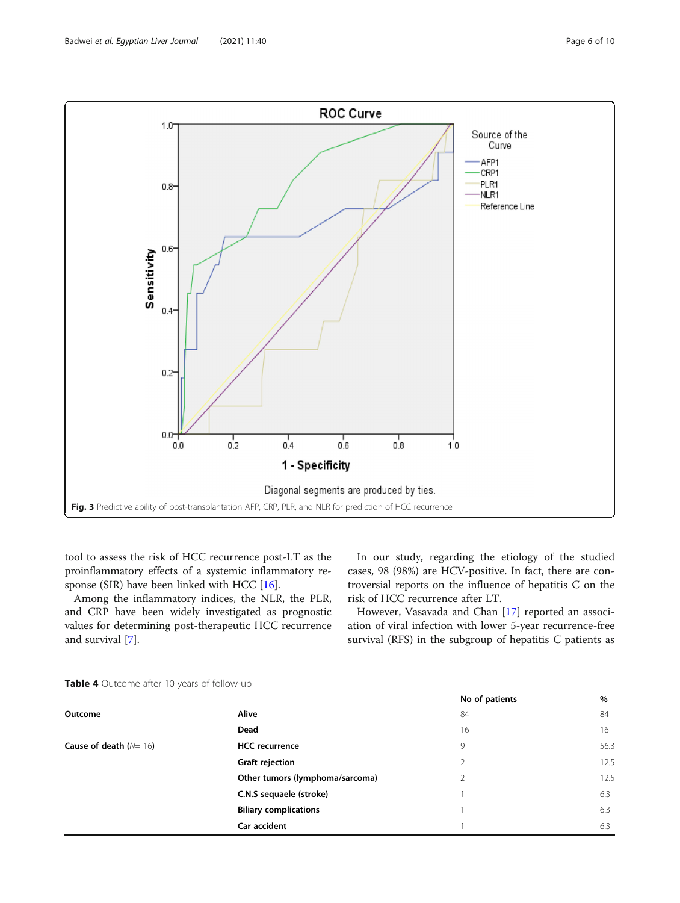Fig. 3 Predictive ability of post-transplantation AFP, CRP, PLR, and NLR for prediction of HCC recurrence

tool to assess the risk of HCC recurrence post-LT as the proinflammatory effects of a systemic inflammatory response (SIR) have been linked with HCC [16].

Among the inflammatory indices, the NLR, the PLR, and CRP have been widely investigated as prognostic values for determining post-therapeutic HCC recurrence and survival [7].

In our study, regarding the etiology of the studied cases, 98 (98%) are HCV-positive. In fact, there are controversial reports on the influence of hepatitis C on the risk of HCC recurrence after LT.

However, Vasavada and Chan [17] reported an association of viral infection with lower 5-year recurrence-free survival (RFS) in the subgroup of hepatitis C patients as

**Table 4** Outcome after 10 years of follow-up

| | | No of patients | % |
|---|---|---|---|
| **Outcome** | **Alive** | 84 | 84 |
| | **Dead** | 16 | 16 |
| **Cause of death** (*N*= 16) | **HCC recurrence** | 9 | 56.3 |
| | **Graft rejection** | 2 | 12.5 |
| | **Other tumors (lymphoma/sarcoma)** | 2 | 12.5 |
| | **C.N.S sequaele (stroke)** | 1 | 6.3 |
| | **Biliary complications** | 1 | 6.3 |
| | **Car accident** | 1 | 6.3 |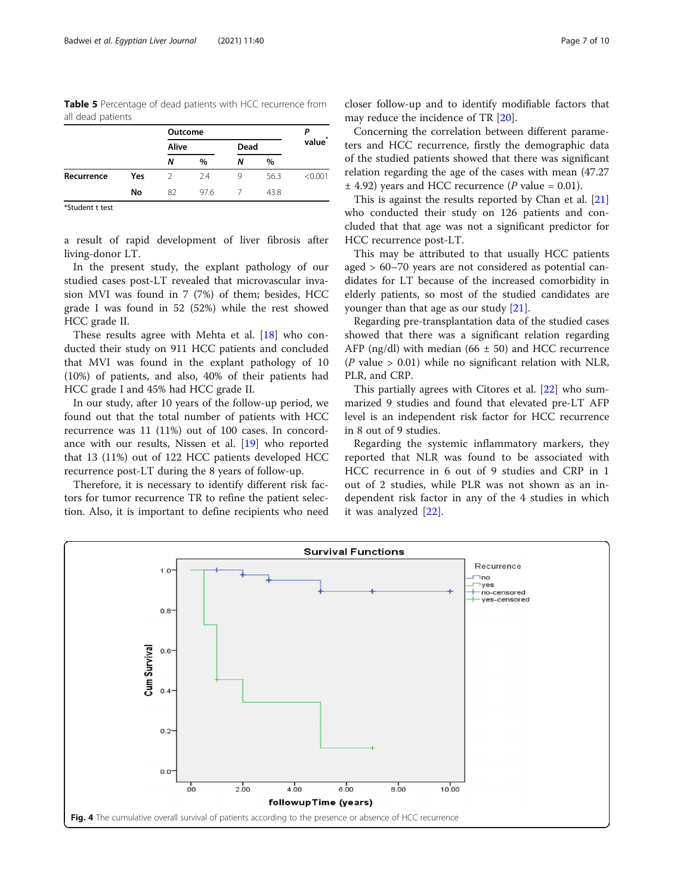**Table 5** Percentage of dead patients with HCC recurrence from all dead patients

| | | Outcome | | | | P value* |
|---|---|---|---|---|---|---|
| | | Alive | | Dead | | |
| | | N | % | N | % | |
| **Recurrence** | **Yes** | 2 | 2.4 | 9 | 56.3 | <0.001 |
| | **No** | 82 | 97.6 | 7 | 43.8 | |

*Student t test

a result of rapid development of liver fibrosis after living-donor LT.

In the present study, the explant pathology of our studied cases post-LT revealed that microvascular invasion MVI was found in 7 (7%) of them; besides, HCC grade I was found in 52 (52%) while the rest showed HCC grade II.

These results agree with Mehta et al. [18] who conducted their study on 911 HCC patients and concluded that MVI was found in the explant pathology of 10 (10%) of patients, and also, 40% of their patients had HCC grade I and 45% had HCC grade II.

In our study, after 10 years of the follow-up period, we found out that the total number of patients with HCC recurrence was 11 (11%) out of 100 cases. In concordance with our results, Nissen et al. [19] who reported that 13 (11%) out of 122 HCC patients developed HCC recurrence post-LT during the 8 years of follow-up.

Therefore, it is necessary to identify different risk factors for tumor recurrence TR to refine the patient selection. Also, it is important to define recipients who need closer follow-up and to identify modifiable factors that may reduce the incidence of TR [20].

Concerning the correlation between different parameters and HCC recurrence, firstly the demographic data of the studied patients showed that there was significant relation regarding the age of the cases with mean (47.27 ± 4.92) years and HCC recurrence (*P* value = 0.01).

This is against the results reported by Chan et al. [21] who conducted their study on 126 patients and concluded that that age was not a significant predictor for HCC recurrence post-LT.

This may be attributed to that usually HCC patients aged > 60–70 years are not considered as potential candidates for LT because of the increased comorbidity in elderly patients, so most of the studied candidates are younger than that age as our study [21].

Regarding pre-transplantation data of the studied cases showed that there was a significant relation regarding AFP (ng/dl) with median (66 ± 50) and HCC recurrence (*P* value > 0.01) while no significant relation with NLR, PLR, and CRP.

This partially agrees with Citores et al. [22] who summarized 9 studies and found that elevated pre-LT AFP level is an independent risk factor for HCC recurrence in 8 out of 9 studies.

Regarding the systemic inflammatory markers, they reported that NLR was found to be associated with HCC recurrence in 6 out of 9 studies and CRP in 1 out of 2 studies, while PLR was not shown as an independent risk factor in any of the 4 studies in which it was analyzed [22].

**Fig. 4** The cumulative overall survival of patients according to the presence or absence of HCC recurrence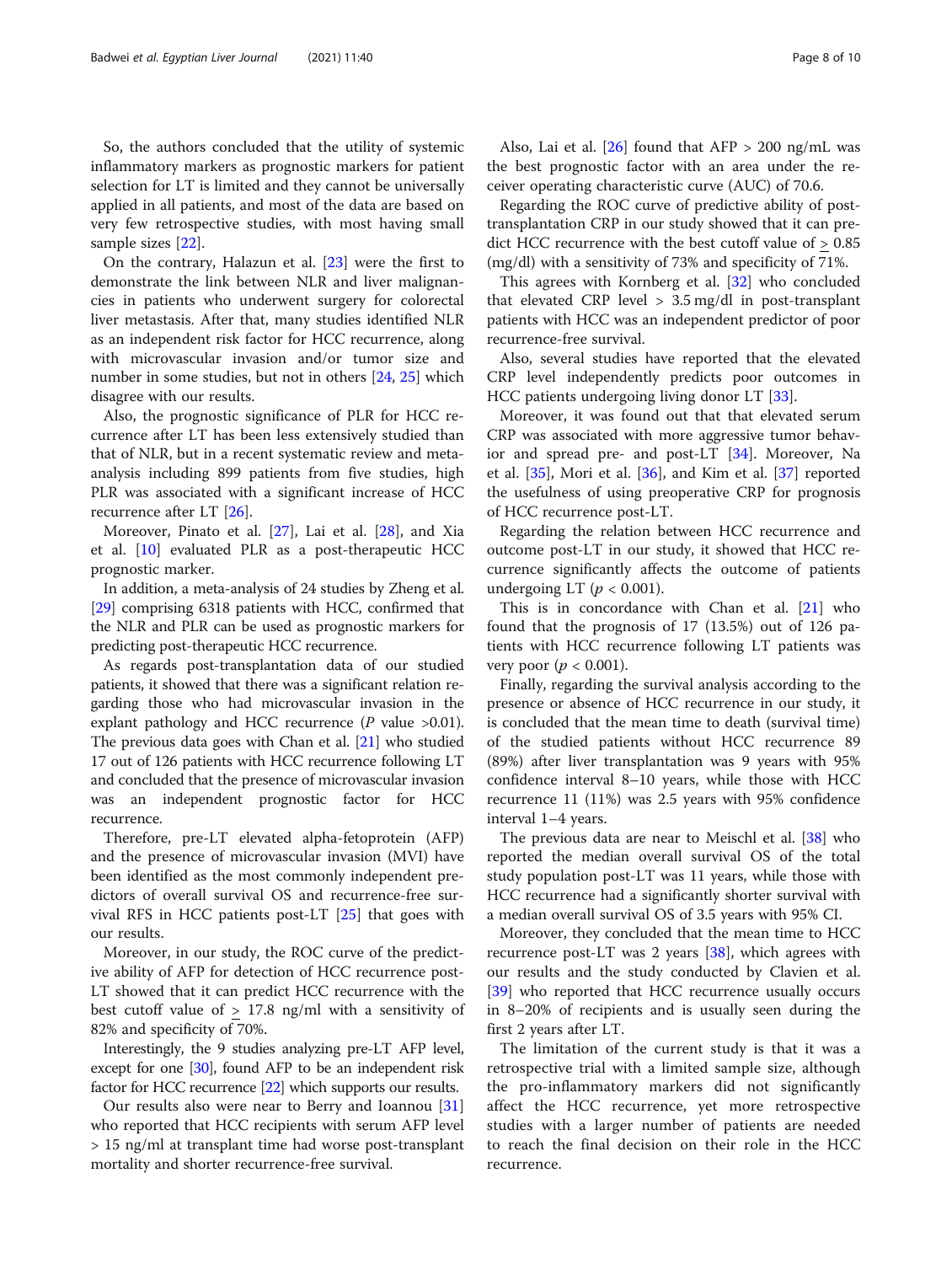So, the authors concluded that the utility of systemic inflammatory markers as prognostic markers for patient selection for LT is limited and they cannot be universally applied in all patients, and most of the data are based on very few retrospective studies, with most having small sample sizes [22].

On the contrary, Halazun et al. [23] were the first to demonstrate the link between NLR and liver malignancies in patients who underwent surgery for colorectal liver metastasis. After that, many studies identified NLR as an independent risk factor for HCC recurrence, along with microvascular invasion and/or tumor size and number in some studies, but not in others [24, 25] which disagree with our results.

Also, the prognostic significance of PLR for HCC recurrence after LT has been less extensively studied than that of NLR, but in a recent systematic review and meta-analysis including 899 patients from five studies, high PLR was associated with a significant increase of HCC recurrence after LT [26].

Moreover, Pinato et al. [27], Lai et al. [28], and Xia et al. [10] evaluated PLR as a post-therapeutic HCC prognostic marker.

In addition, a meta-analysis of 24 studies by Zheng et al. [29] comprising 6318 patients with HCC, confirmed that the NLR and PLR can be used as prognostic markers for predicting post-therapeutic HCC recurrence.

As regards post-transplantation data of our studied patients, it showed that there was a significant relation regarding those who had microvascular invasion in the explant pathology and HCC recurrence ($P$ value >0.01). The previous data goes with Chan et al. [21] who studied 17 out of 126 patients with HCC recurrence following LT and concluded that the presence of microvascular invasion was an independent prognostic factor for HCC recurrence.

Therefore, pre-LT elevated alpha-fetoprotein (AFP) and the presence of microvascular invasion (MVI) have been identified as the most commonly independent predictors of overall survival OS and recurrence-free survival RFS in HCC patients post-LT [25] that goes with our results.

Moreover, in our study, the ROC curve of the predictive ability of AFP for detection of HCC recurrence post-LT showed that it can predict HCC recurrence with the best cutoff value of $\geq$ 17.8 ng/ml with a sensitivity of 82% and specificity of 70%.

Interestingly, the 9 studies analyzing pre-LT AFP level, except for one [30], found AFP to be an independent risk factor for HCC recurrence [22] which supports our results.

Our results also were near to Berry and Ioannou [31] who reported that HCC recipients with serum AFP level > 15 ng/ml at transplant time had worse post-transplant mortality and shorter recurrence-free survival.

Also, Lai et al. [26] found that AFP > 200 ng/mL was the best prognostic factor with an area under the receiver operating characteristic curve (AUC) of 70.6.

Regarding the ROC curve of predictive ability of post-transplantation CRP in our study showed that it can predict HCC recurrence with the best cutoff value of $\geq$ 0.85 (mg/dl) with a sensitivity of 73% and specificity of 71%.

This agrees with Kornberg et al. [32] who concluded that elevated CRP level > 3.5 mg/dl in post-transplant patients with HCC was an independent predictor of poor recurrence-free survival.

Also, several studies have reported that the elevated CRP level independently predicts poor outcomes in HCC patients undergoing living donor LT [33].

Moreover, it was found out that that elevated serum CRP was associated with more aggressive tumor behavior and spread pre- and post-LT [34]. Moreover, Na et al. [35], Mori et al. [36], and Kim et al. [37] reported the usefulness of using preoperative CRP for prognosis of HCC recurrence post-LT.

Regarding the relation between HCC recurrence and outcome post-LT in our study, it showed that HCC recurrence significantly affects the outcome of patients undergoing LT ($p < 0.001$).

This is in concordance with Chan et al. [21] who found that the prognosis of 17 (13.5%) out of 126 patients with HCC recurrence following LT patients was very poor ($p < 0.001$).

Finally, regarding the survival analysis according to the presence or absence of HCC recurrence in our study, it is concluded that the mean time to death (survival time) of the studied patients without HCC recurrence 89 (89%) after liver transplantation was 9 years with 95% confidence interval 8–10 years, while those with HCC recurrence 11 (11%) was 2.5 years with 95% confidence interval 1–4 years.

The previous data are near to Meischl et al. [38] who reported the median overall survival OS of the total study population post-LT was 11 years, while those with HCC recurrence had a significantly shorter survival with a median overall survival OS of 3.5 years with 95% CI.

Moreover, they concluded that the mean time to HCC recurrence post-LT was 2 years [38], which agrees with our results and the study conducted by Clavien et al. [39] who reported that HCC recurrence usually occurs in 8–20% of recipients and is usually seen during the first 2 years after LT.

The limitation of the current study is that it was a retrospective trial with a limited sample size, although the pro-inflammatory markers did not significantly affect the HCC recurrence, yet more retrospective studies with a larger number of patients are needed to reach the final decision on their role in the HCC recurrence.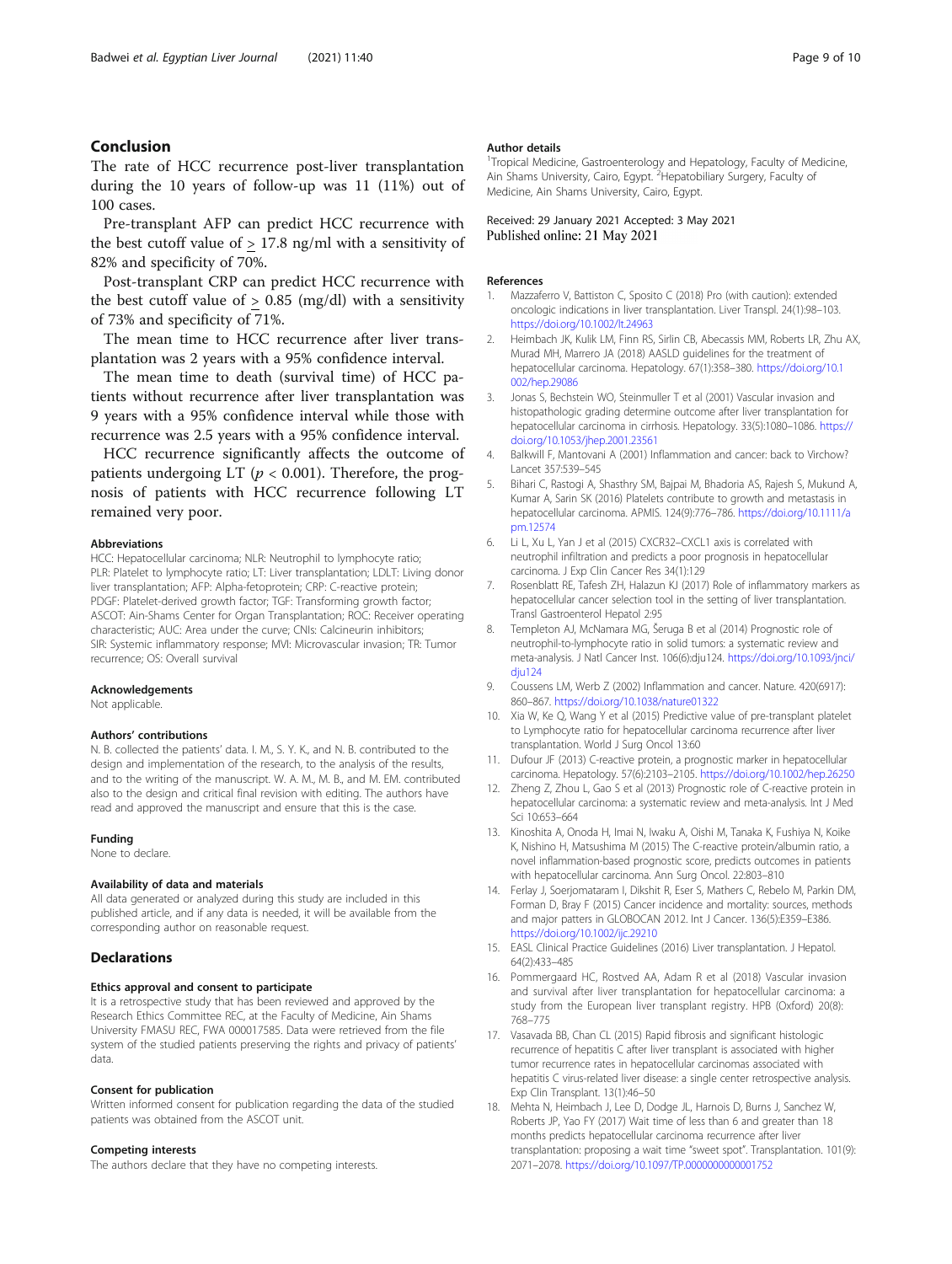## Conclusion

The rate of HCC recurrence post-liver transplantation during the 10 years of follow-up was 11 (11%) out of 100 cases.

Pre-transplant AFP can predict HCC recurrence with the best cutoff value of $\geq$ 17.8 ng/ml with a sensitivity of 82% and specificity of 70%.

Post-transplant CRP can predict HCC recurrence with the best cutoff value of $\geq$ 0.85 (mg/dl) with a sensitivity of 73% and specificity of 71%.

The mean time to HCC recurrence after liver transplantation was 2 years with a 95% confidence interval.

The mean time to death (survival time) of HCC patients without recurrence after liver transplantation was 9 years with a 95% confidence interval while those with recurrence was 2.5 years with a 95% confidence interval.

HCC recurrence significantly affects the outcome of patients undergoing LT ($p < 0.001$). Therefore, the prognosis of patients with HCC recurrence following LT remained very poor.

### Abbreviations

HCC: Hepatocellular carcinoma; NLR: Neutrophil to lymphocyte ratio; PLR: Platelet to lymphocyte ratio; LT: Liver transplantation; LDLT: Living donor liver transplantation; AFP: Alpha-fetoprotein; CRP: C-reactive protein; PDGF: Platelet-derived growth factor; TGF: Transforming growth factor; ASCOT: Ain-Shams Center for Organ Transplantation; ROC: Receiver operating characteristic; AUC: Area under the curve; CNIs: Calcineurin inhibitors; SIR: Systemic inflammatory response; MVI: Microvascular invasion; TR: Tumor recurrence; OS: Overall survival

### Acknowledgements

Not applicable.

### Authors' contributions

N. B. collected the patients' data. I. M., S. Y. K., and N. B. contributed to the design and implementation of the research, to the analysis of the results, and to the writing of the manuscript. W. A. M., M. B., and M. EM. contributed also to the design and critical final revision with editing. The authors have read and approved the manuscript and ensure that this is the case.

### Funding

None to declare.

### Availability of data and materials

All data generated or analyzed during this study are included in this published article, and if any data is needed, it will be available from the corresponding author on reasonable request.

## Declarations

### Ethics approval and consent to participate

It is a retrospective study that has been reviewed and approved by the Research Ethics Committee REC, at the Faculty of Medicine, Ain Shams University FMASU REC, FWA 000017585. Data were retrieved from the file system of the studied patients preserving the rights and privacy of patients' data.

### Consent for publication

Written informed consent for publication regarding the data of the studied patients was obtained from the ASCOT unit.

### Competing interests

The authors declare that they have no competing interests.

### Author details

[1]Tropical Medicine, Gastroenterology and Hepatology, Faculty of Medicine, Ain Shams University, Cairo, Egypt. [2]Hepatobiliary Surgery, Faculty of Medicine, Ain Shams University, Cairo, Egypt.

Received: 29 January 2021 Accepted: 3 May 2021
Published online: 21 May 2021

### References

1. Mazzaferro V, Battiston C, Sposito C (2018) Pro (with caution): extended oncologic indications in liver transplantation. Liver Transpl. 24(1):98–103. https://doi.org/10.1002/lt.24963
2. Heimbach JK, Kulik LM, Finn RS, Sirlin CB, Abecassis MM, Roberts LR, Zhu AX, Murad MH, Marrero JA (2018) AASLD guidelines for the treatment of hepatocellular carcinoma. Hepatology. 67(1):358–380. https://doi.org/10.1002/hep.29086
3. Jonas S, Bechstein WO, Steinmuller T et al (2001) Vascular invasion and histopathologic grading determine outcome after liver transplantation for hepatocellular carcinoma in cirrhosis. Hepatology. 33(5):1080–1086. https://doi.org/10.1053/jhep.2001.23561
4. Balkwill F, Mantovani A (2001) Inflammation and cancer: back to Virchow? Lancet 357:539–545
5. Bihari C, Rastogi A, Shasthry SM, Bajpai M, Bhadoria AS, Rajesh S, Mukund A, Kumar A, Sarin SK (2016) Platelets contribute to growth and metastasis in hepatocellular carcinoma. APMIS. 124(9):776–786. https://doi.org/10.1111/apm.12574
6. Li L, Xu L, Yan J et al (2015) CXCR32–CXCL1 axis is correlated with neutrophil infiltration and predicts a poor prognosis in hepatocellular carcinoma. J Exp Clin Cancer Res 34(1):129
7. Rosenblatt RE, Tafesh ZH, Halazun KJ (2017) Role of inflammatory markers as hepatocellular cancer selection tool in the setting of liver transplantation. Transl Gastroenterol Hepatol 2:95
8. Templeton AJ, McNamara MG, Šeruga B et al (2014) Prognostic role of neutrophil-to-lymphocyte ratio in solid tumors: a systematic review and meta-analysis. J Natl Cancer Inst. 106(6):dju124. https://doi.org/10.1093/jnci/dju124
9. Coussens LM, Werb Z (2002) Inflammation and cancer. Nature. 420(6917): 860–867. https://doi.org/10.1038/nature01322
10. Xia W, Ke Q, Wang Y et al (2015) Predictive value of pre-transplant platelet to Lymphocyte ratio for hepatocellular carcinoma recurrence after liver transplantation. World J Surg Oncol 13:60
11. Dufour JF (2013) C-reactive protein, a prognostic marker in hepatocellular carcinoma. Hepatology. 57(6):2103–2105. https://doi.org/10.1002/hep.26250
12. Zheng Z, Zhou L, Gao S et al (2013) Prognostic role of C-reactive protein in hepatocellular carcinoma: a systematic review and meta-analysis. Int J Med Sci 10:653–664
13. Kinoshita A, Onoda H, Imai N, Iwaku A, Oishi M, Tanaka K, Fushiya N, Koike K, Nishino H, Matsushima M (2015) The C-reactive protein/albumin ratio, a novel inflammation-based prognostic score, predicts outcomes in patients with hepatocellular carcinoma. Ann Surg Oncol. 22:803–810
14. Ferlay J, Soerjomataram I, Dikshit R, Eser S, Mathers C, Rebelo M, Parkin DM, Forman D, Bray F (2015) Cancer incidence and mortality: sources, methods and major patters in GLOBOCAN 2012. Int J Cancer. 136(5):E359–E386. https://doi.org/10.1002/ijc.29210
15. EASL Clinical Practice Guidelines (2016) Liver transplantation. J Hepatol. 64(2):433–485
16. Pommergaard HC, Rostved AA, Adam R et al (2018) Vascular invasion and survival after liver transplantation for hepatocellular carcinoma: a study from the European liver transplant registry. HPB (Oxford) 20(8): 768–775
17. Vasavada BB, Chan CL (2015) Rapid fibrosis and significant histologic recurrence of hepatitis C after liver transplant is associated with higher tumor recurrence rates in hepatocellular carcinomas associated with hepatitis C virus-related liver disease: a single center retrospective analysis. Exp Clin Transplant. 13(1):46–50
18. Mehta N, Heimbach J, Lee D, Dodge JL, Harnois D, Burns J, Sanchez W, Roberts JP, Yao FY (2017) Wait time of less than 6 and greater than 18 months predicts hepatocellular carcinoma recurrence after liver transplantation: proposing a wait time "sweet spot". Transplantation. 101(9): 2071–2078. https://doi.org/10.1097/TP.0000000000001752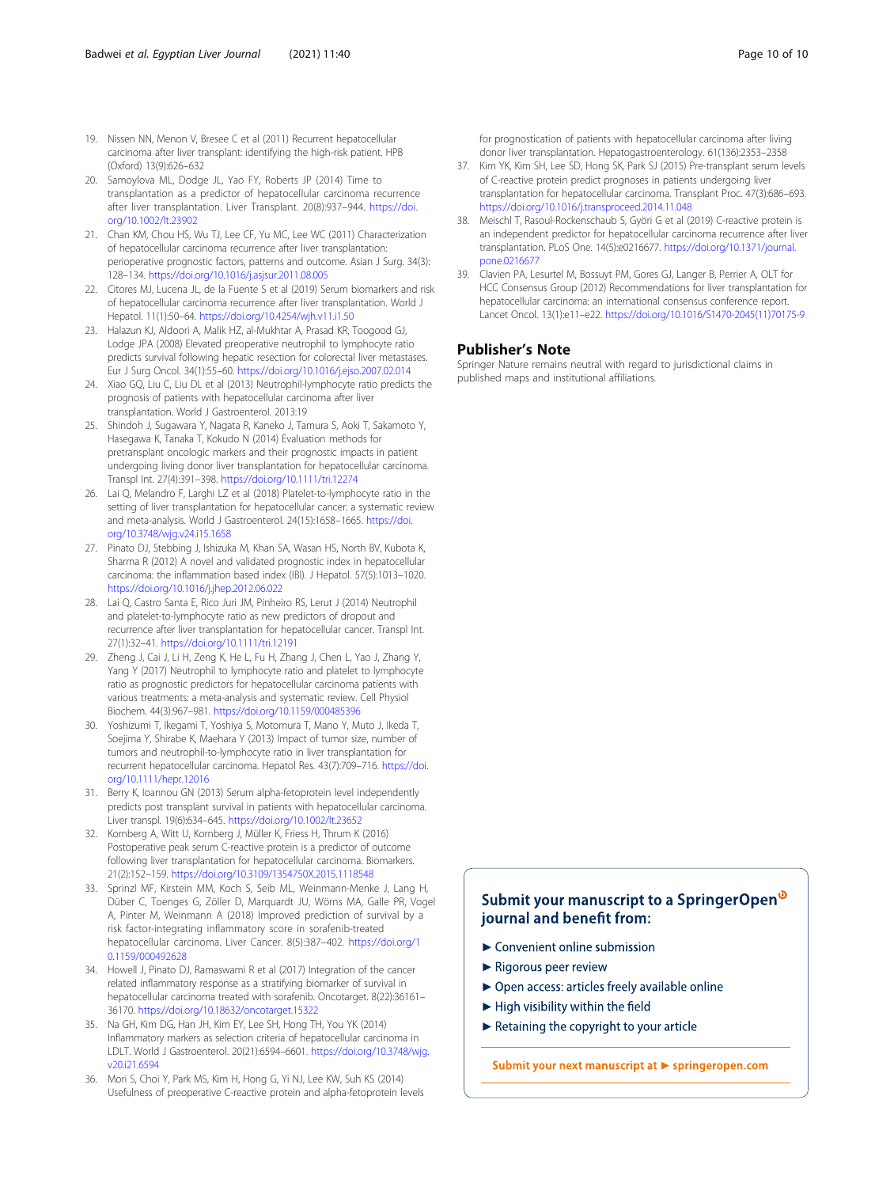19. Nissen NN, Menon V, Bresee C et al (2011) Recurrent hepatocellular carcinoma after liver transplant: identifying the high-risk patient. HPB (Oxford) 13(9):626–632
20. Samoylova ML, Dodge JL, Yao FY, Roberts JP (2014) Time to transplantation as a predictor of hepatocellular carcinoma recurrence after liver transplantation. Liver Transplant. 20(8):937–944. https://doi.org/10.1002/lt.23902
21. Chan KM, Chou HS, Wu TJ, Lee CF, Yu MC, Lee WC (2011) Characterization of hepatocellular carcinoma recurrence after liver transplantation: perioperative prognostic factors, patterns and outcome. Asian J Surg. 34(3): 128–134. https://doi.org/10.1016/j.asjsur.2011.08.005
22. Citores MJ, Lucena JL, de la Fuente S et al (2019) Serum biomarkers and risk of hepatocellular carcinoma recurrence after liver transplantation. World J Hepatol. 11(1):50–64. https://doi.org/10.4254/wjh.v11.i1.50
23. Halazun KJ, Aldoori A, Malik HZ, al-Mukhtar A, Prasad KR, Toogood GJ, Lodge JPA (2008) Elevated preoperative neutrophil to lymphocyte ratio predicts survival following hepatic resection for colorectal liver metastases. Eur J Surg Oncol. 34(1):55–60. https://doi.org/10.1016/j.ejso.2007.02.014
24. Xiao GQ, Liu C, Liu DL et al (2013) Neutrophil-lymphocyte ratio predicts the prognosis of patients with hepatocellular carcinoma after liver transplantation. World J Gastroenterol. 2013:19
25. Shindoh J, Sugawara Y, Nagata R, Kaneko J, Tamura S, Aoki T, Sakamoto Y, Hasegawa K, Tanaka T, Kokudo N (2014) Evaluation methods for pretransplant oncologic markers and their prognostic impacts in patient undergoing living donor liver transplantation for hepatocellular carcinoma. Transpl Int. 27(4):391–398. https://doi.org/10.1111/tri.12274
26. Lai Q, Melandro F, Larghi LZ et al (2018) Platelet-to-lymphocyte ratio in the setting of liver transplantation for hepatocellular cancer: a systematic review and meta-analysis. World J Gastroenterol. 24(15):1658–1665. https://doi.org/10.3748/wjg.v24.i15.1658
27. Pinato DJ, Stebbing J, Ishizuka M, Khan SA, Wasan HS, North BV, Kubota K, Sharma R (2012) A novel and validated prognostic index in hepatocellular carcinoma: the inflammation based index (IBI). J Hepatol. 57(5):1013–1020. https://doi.org/10.1016/j.jhep.2012.06.022
28. Lai Q, Castro Santa E, Rico Juri JM, Pinheiro RS, Lerut J (2014) Neutrophil and platelet-to-lymphocyte ratio as new predictors of dropout and recurrence after liver transplantation for hepatocellular cancer. Transpl Int. 27(1):32–41. https://doi.org/10.1111/tri.12191
29. Zheng J, Cai J, Li H, Zeng K, He L, Fu H, Zhang J, Chen L, Yao J, Zhang Y, Yang Y (2017) Neutrophil to lymphocyte ratio and platelet to lymphocyte ratio as prognostic predictors for hepatocellular carcinoma patients with various treatments: a meta-analysis and systematic review. Cell Physiol Biochem. 44(3):967–981. https://doi.org/10.1159/000485396
30. Yoshizumi T, Ikegami T, Yoshiya S, Motomura T, Mano Y, Muto J, Ikeda T, Soejima Y, Shirabe K, Maehara Y (2013) Impact of tumor size, number of tumors and neutrophil-to-lymphocyte ratio in liver transplantation for recurrent hepatocellular carcinoma. Hepatol Res. 43(7):709–716. https://doi.org/10.1111/hepr.12016
31. Berry K, Ioannou GN (2013) Serum alpha-fetoprotein level independently predicts post transplant survival in patients with hepatocellular carcinoma. Liver transpl. 19(6):634–645. https://doi.org/10.1002/lt.23652
32. Kornberg A, Witt U, Kornberg J, Müller K, Friess H, Thrum K (2016) Postoperative peak serum C-reactive protein is a predictor of outcome following liver transplantation for hepatocellular carcinoma. Biomarkers. 21(2):152–159. https://doi.org/10.3109/1354750X.2015.1118548
33. Sprinzl MF, Kirstein MM, Koch S, Seib ML, Weinmann-Menke J, Lang H, Düber C, Toenges G, Zöller D, Marquardt JU, Wörns MA, Galle PR, Vogel A, Pinter M, Weinmann A (2018) Improved prediction of survival by a risk factor-integrating inflammatory score in sorafenib-treated hepatocellular carcinoma. Liver Cancer. 8(5):387–402. https://doi.org/10.1159/000492628
34. Howell J, Pinato DJ, Ramaswami R et al (2017) Integration of the cancer related inflammatory response as a stratifying biomarker of survival in hepatocellular carcinoma treated with sorafenib. Oncotarget. 8(22):36161–36170. https://doi.org/10.18632/oncotarget.15322
35. Na GH, Kim DG, Han JH, Kim EY, Lee SH, Hong TH, You YK (2014) Inflammatory markers as selection criteria of hepatocellular carcinoma in LDLT. World J Gastroenterol. 20(21):6594–6601. https://doi.org/10.3748/wjg.v20.i21.6594
36. Mori S, Choi Y, Park MS, Kim H, Hong G, Yi NJ, Lee KW, Suh KS (2014) Usefulness of preoperative C-reactive protein and alpha-fetoprotein levels for prognostication of patients with hepatocellular carcinoma after living donor liver transplantation. Hepatogastroenterology. 61(136):2353–2358
37. Kim YK, Kim SH, Lee SD, Hong SK, Park SJ (2015) Pre-transplant serum levels of C-reactive protein predict prognoses in patients undergoing liver transplantation for hepatocellular carcinoma. Transplant Proc. 47(3):686–693. https://doi.org/10.1016/j.transproceed.2014.11.048
38. Meischl T, Rasoul-Rockenschaub S, Györi G et al (2019) C-reactive protein is an independent predictor for hepatocellular carcinoma recurrence after liver transplantation. PLoS One. 14(5):e0216677. https://doi.org/10.1371/journal.pone.0216677
39. Clavien PA, Lesurtel M, Bossuyt PM, Gores GJ, Langer B, Perrier A, OLT for HCC Consensus Group (2012) Recommendations for liver transplantation for hepatocellular carcinoma: an international consensus conference report. Lancet Oncol. 13(1):e11–e22. https://doi.org/10.1016/S1470-2045(11)70175-9

## Publisher's Note

Springer Nature remains neutral with regard to jurisdictional claims in published maps and institutional affiliations.